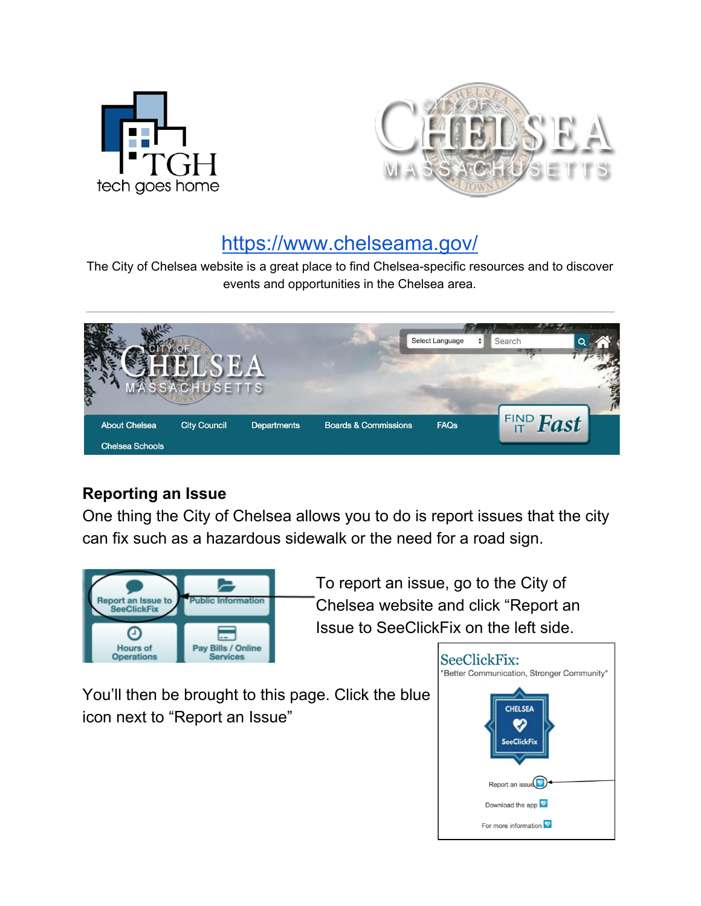https://www.chelseama.gov/

The City of Chelsea website is a great place to find Chelsea-specific resources and to discover events and opportunities in the Chelsea area.

## Reporting an Issue

One thing the City of Chelsea allows you to do is report issues that the city can fix such as a hazardous sidewalk or the need for a road sign.

To report an issue, go to the City of Chelsea website and click "Report an Issue to SeeClickFix on the left side.

You'll then be brought to this page. Click the blue icon next to "Report an Issue"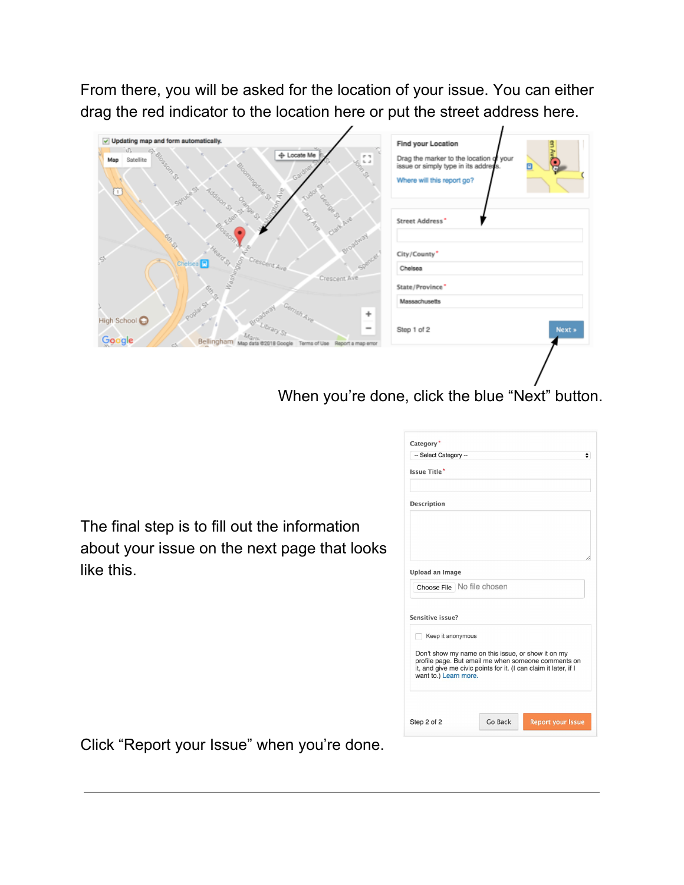From there, you will be asked for the location of your issue. You can either drag the red indicator to the location here or put the street address here.

When you're done, click the blue "Next" button.

The final step is to fill out the information about your issue on the next page that looks like this.

Click "Report your Issue" when you're done.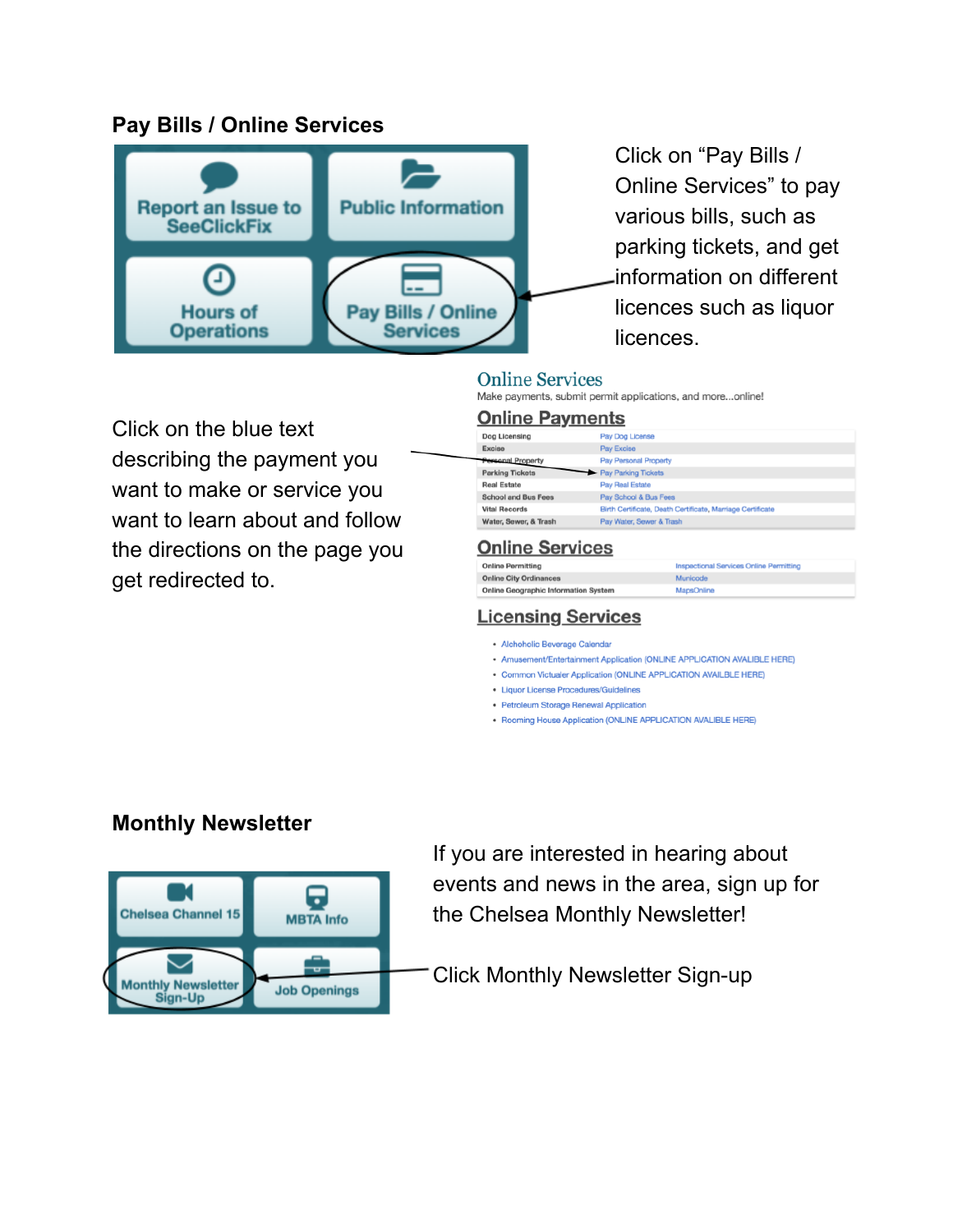## Pay Bills / Online Services

Report an Issue to SeeClickFix | Public Information | Hours of Operations | Pay Bills / Online Services

Click on "Pay Bills / Online Services" to pay various bills, such as parking tickets, and get information on different licences such as liquor licences.

Click on the blue text describing the payment you want to make or service you want to learn about and follow the directions on the page you get redirected to.

### Online Services

Make payments, submit permit applications, and more...online!

#### Online Payments

| | |
|---|---|
| Dog Licensing | Pay Dog License |
| Excise | Pay Excise |
| Personal Property | Pay Personal Property |
| Parking Tickets | Pay Parking Tickets |
| Real Estate | Pay Real Estate |
| School and Bus Fees | Pay School & Bus Fees |
| Vital Records | Birth Certificate, Death Certificate, Marriage Certificate |
| Water, Sewer, & Trash | Pay Water, Sewer & Trash |

#### Online Services

| | |
|---|---|
| Online Permitting | Inspectional Services Online Permitting |
| Online City Ordinances | Municode |
| Online Geographic Information System | MapsOnline |

#### Licensing Services

- Alchoholic Beverage Calendar
- Amusement/Entertainment Application (ONLINE APPLICATION AVALIBLE HERE)
- Common Victualer Application (ONLINE APPLICATION AVAILBLE HERE)
- Liquor License Procedures/Guidelines
- Petroleum Storage Renewal Application
- Rooming House Application (ONLINE APPLICATION AVALIBLE HERE)

## Monthly Newsletter

Chelsea Channel 15 | MBTA Info | Monthly Newsletter Sign-Up | Job Openings

If you are interested in hearing about events and news in the area, sign up for the Chelsea Monthly Newsletter!

Click Monthly Newsletter Sign-up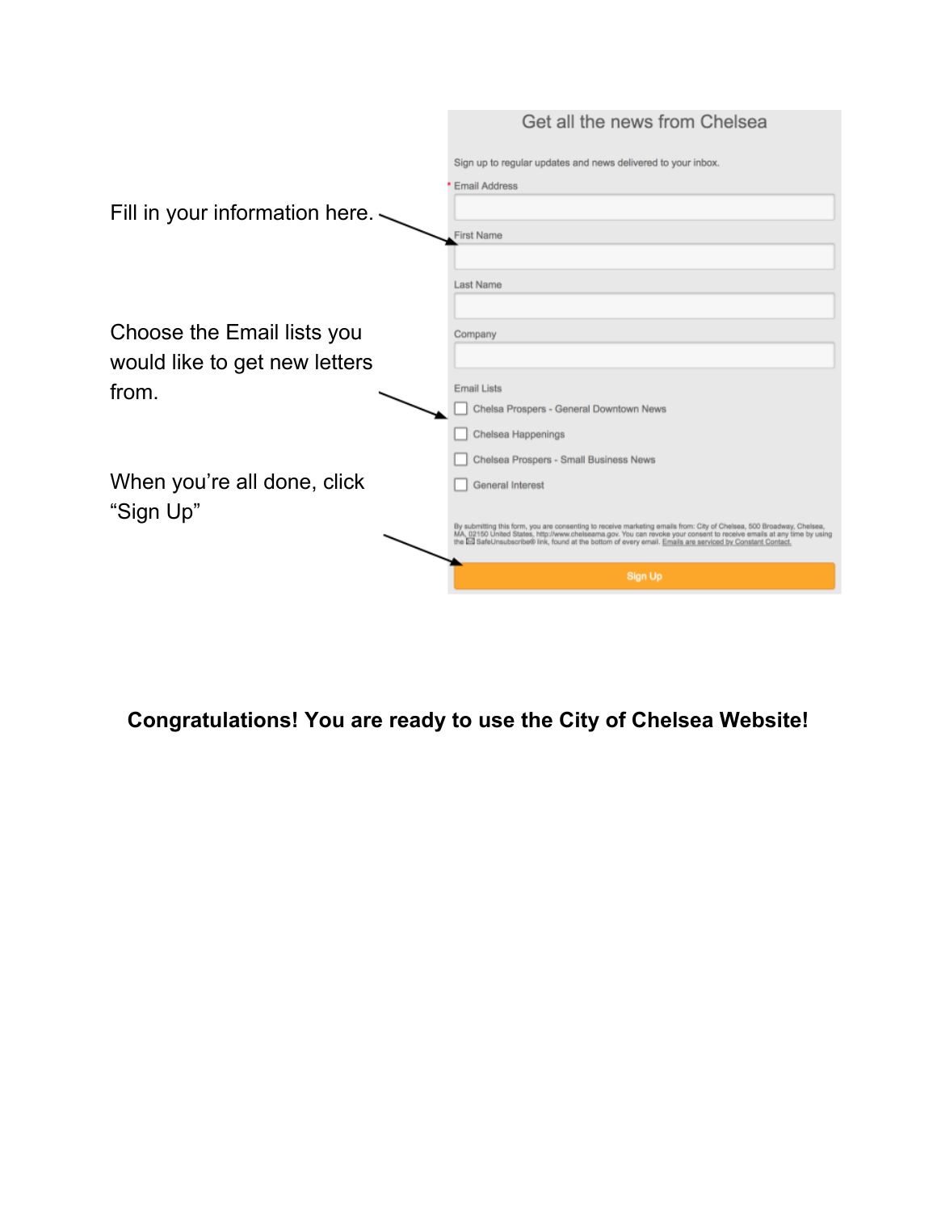Fill in your information here.

Choose the Email lists you would like to get new letters from.

When you're all done, click "Sign Up"

Get all the news from Chelsea

Sign up to regular updates and news delivered to your inbox.

* Email Address

First Name

Last Name

Company

Email Lists

- [ ] Chelsa Prospers - General Downtown News
- [ ] Chelsea Happenings
- [ ] Chelsea Prospers - Small Business News
- [ ] General Interest

By submitting this form, you are consenting to receive marketing emails from: City of Chelsea, 500 Broadway, Chelsea, MA, 02150 United States, http://www.chelseama.gov. You can revoke your consent to receive emails at any time by using the SafeUnsubscribe® link, found at the bottom of every email. Emails are serviced by Constant Contact.

Sign Up

**Congratulations! You are ready to use the City of Chelsea Website!**